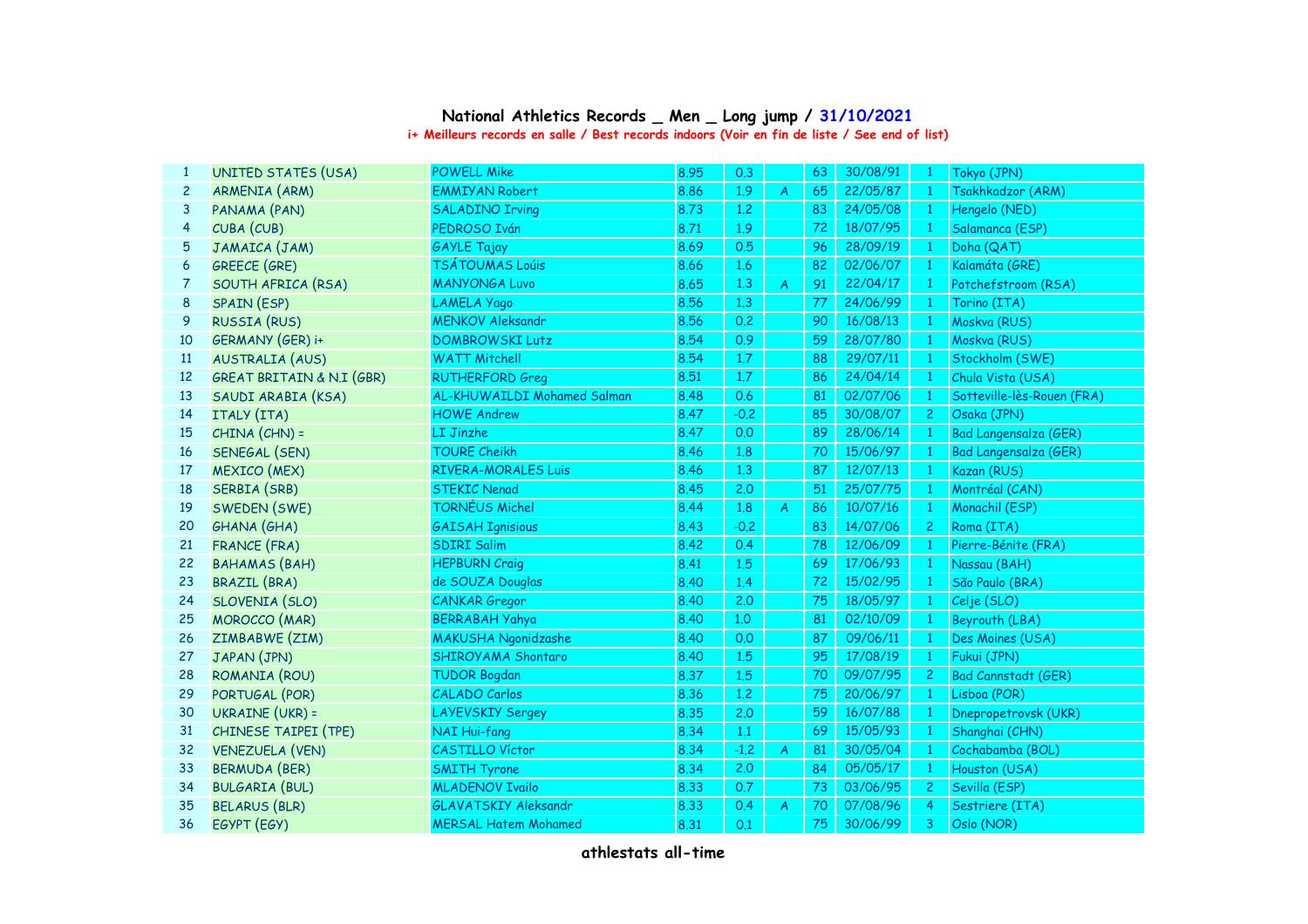# National Athletics Records _ Men _ Long jump / 31/10/2021

i+ Meilleurs records en salle / Best records indoors (Voir en fin de liste / See end of list)

| | | | | | | | | | |
|---|---|---|---|---|---|---|---|---|---|
| 1 | UNITED STATES (USA) | POWELL Mike | 8.95 | 0.3 | | 63 | 30/08/91 | 1 | Tokyo (JPN) |
| 2 | ARMENIA (ARM) | EMMIYAN Robert | 8.86 | 1.9 | A | 65 | 22/05/87 | 1 | Tsakhkadzor (ARM) |
| 3 | PANAMA (PAN) | SALADINO Irving | 8.73 | 1.2 | | 83 | 24/05/08 | 1 | Hengelo (NED) |
| 4 | CUBA (CUB) | PEDROSO Iván | 8.71 | 1.9 | | 72 | 18/07/95 | 1 | Salamanca (ESP) |
| 5 | JAMAICA (JAM) | GAYLE Tajay | 8.69 | 0.5 | | 96 | 28/09/19 | 1 | Doha (QAT) |
| 6 | GREECE (GRE) | TSÁTOUMAS Loúis | 8.66 | 1.6 | | 82 | 02/06/07 | 1 | Kalamáta (GRE) |
| 7 | SOUTH AFRICA (RSA) | MANYONGA Luvo | 8.65 | 1.3 | A | 91 | 22/04/17 | 1 | Potchefstroom (RSA) |
| 8 | SPAIN (ESP) | LAMELA Yago | 8.56 | 1.3 | | 77 | 24/06/99 | 1 | Torino (ITA) |
| 9 | RUSSIA (RUS) | MENKOV Aleksandr | 8.56 | 0.2 | | 90 | 16/08/13 | 1 | Moskva (RUS) |
| 10 | GERMANY (GER) i+ | DOMBROWSKI Lutz | 8.54 | 0.9 | | 59 | 28/07/80 | 1 | Moskva (RUS) |
| 11 | AUSTRALIA (AUS) | WATT Mitchell | 8.54 | 1.7 | | 88 | 29/07/11 | 1 | Stockholm (SWE) |
| 12 | GREAT BRITAIN & N.I (GBR) | RUTHERFORD Greg | 8.51 | 1.7 | | 86 | 24/04/14 | 1 | Chula Vista (USA) |
| 13 | SAUDI ARABIA (KSA) | AL-KHUWAILDI Mohamed Salman | 8.48 | 0.6 | | 81 | 02/07/06 | 1 | Sotteville-lès-Rouen (FRA) |
| 14 | ITALY (ITA) | HOWE Andrew | 8.47 | -0.2 | | 85 | 30/08/07 | 2 | Osaka (JPN) |
| 15 | CHINA (CHN) = | LI Jinzhe | 8.47 | 0.0 | | 89 | 28/06/14 | 1 | Bad Langensalza (GER) |
| 16 | SENEGAL (SEN) | TOURE Cheikh | 8.46 | 1.8 | | 70 | 15/06/97 | 1 | Bad Langensalza (GER) |
| 17 | MEXICO (MEX) | RIVERA-MORALES Luis | 8.46 | 1.3 | | 87 | 12/07/13 | 1 | Kazan (RUS) |
| 18 | SERBIA (SRB) | STEKIC Nenad | 8.45 | 2.0 | | 51 | 25/07/75 | 1 | Montréal (CAN) |
| 19 | SWEDEN (SWE) | TORNÉUS Michel | 8.44 | 1.8 | A | 86 | 10/07/16 | 1 | Monachil (ESP) |
| 20 | GHANA (GHA) | GAISAH Ignisious | 8.43 | -0.2 | | 83 | 14/07/06 | 2 | Roma (ITA) |
| 21 | FRANCE (FRA) | SDIRI Salim | 8.42 | 0.4 | | 78 | 12/06/09 | 1 | Pierre-Bénite (FRA) |
| 22 | BAHAMAS (BAH) | HEPBURN Craig | 8.41 | 1.5 | | 69 | 17/06/93 | 1 | Nassau (BAH) |
| 23 | BRAZIL (BRA) | de SOUZA Douglas | 8.40 | 1.4 | | 72 | 15/02/95 | 1 | São Paulo (BRA) |
| 24 | SLOVENIA (SLO) | CANKAR Gregor | 8.40 | 2.0 | | 75 | 18/05/97 | 1 | Celje (SLO) |
| 25 | MOROCCO (MAR) | BERRABAH Yahya | 8.40 | 1.0 | | 81 | 02/10/09 | 1 | Beyrouth (LBA) |
| 26 | ZIMBABWE (ZIM) | MAKUSHA Ngonidzashe | 8.40 | 0.0 | | 87 | 09/06/11 | 1 | Des Moines (USA) |
| 27 | JAPAN (JPN) | SHIROYAMA Shontaro | 8.40 | 1.5 | | 95 | 17/08/19 | 1 | Fukui (JPN) |
| 28 | ROMANIA (ROU) | TUDOR Bogdan | 8.37 | 1.5 | | 70 | 09/07/95 | 2 | Bad Cannstadt (GER) |
| 29 | PORTUGAL (POR) | CALADO Carlos | 8.36 | 1.2 | | 75 | 20/06/97 | 1 | Lisboa (POR) |
| 30 | UKRAINE (UKR) = | LAYEVSKIY Sergey | 8.35 | 2.0 | | 59 | 16/07/88 | 1 | Dnepropetrovsk (UKR) |
| 31 | CHINESE TAIPEI (TPE) | NAI Hui-fang | 8.34 | 1.1 | | 69 | 15/05/93 | 1 | Shanghai (CHN) |
| 32 | VENEZUELA (VEN) | CASTILLO Víctor | 8.34 | -1.2 | A | 81 | 30/05/04 | 1 | Cochabamba (BOL) |
| 33 | BERMUDA (BER) | SMITH Tyrone | 8.34 | 2.0 | | 84 | 05/05/17 | 1 | Houston (USA) |
| 34 | BULGARIA (BUL) | MLADENOV Ivailo | 8.33 | 0.7 | | 73 | 03/06/95 | 2 | Sevilla (ESP) |
| 35 | BELARUS (BLR) | GLAVATSKIY Aleksandr | 8.33 | 0.4 | A | 70 | 07/08/96 | 4 | Sestriere (ITA) |
| 36 | EGYPT (EGY) | MERSAL Hatem Mohamed | 8.31 | 0.1 | | 75 | 30/06/99 | 3 | Oslo (NOR) |

athlestats all-time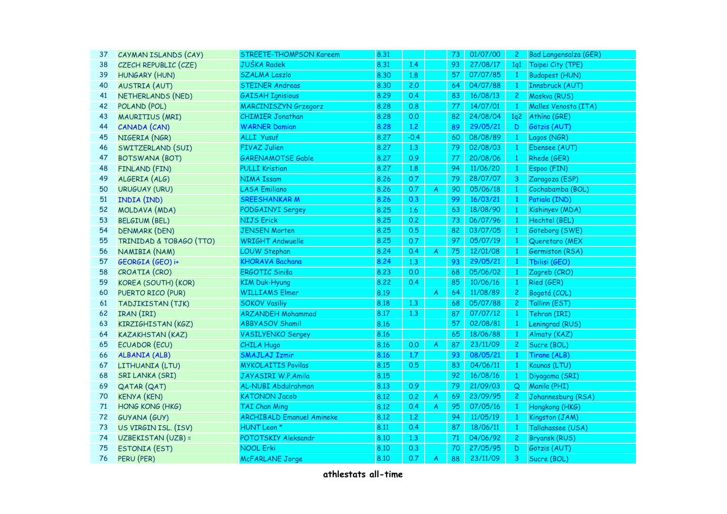| | | | | | | | | | |
|---|---|---|---|---|---|---|---|---|---|
| 37 | CAYMAN ISLANDS (CAY) | STREETE-THOMPSON Kareem | 8.31 | | | 73 | 01/07/00 | 2 | Bad Langensalza (GER) |
| 38 | CZECH REPUBLIC (CZE) | JUŠKA Radek | 8.31 | 1.4 | | 93 | 27/08/17 | 1q1 | Taipei City (TPE) |
| 39 | HUNGARY (HUN) | SZALMA Laszlo | 8.30 | 1.8 | | 57 | 07/07/85 | 1 | Budapest (HUN) |
| 40 | AUSTRIA (AUT) | STEINER Andreas | 8.30 | 2.0 | | 64 | 04/07/88 | 1 | Innsbruck (AUT) |
| 41 | NETHERLANDS (NED) | GAISAH Ignisious | 8.29 | 0.4 | | 83 | 16/08/13 | 2 | Moskva (RUS) |
| 42 | POLAND (POL) | MARCINISZYN Grzegorz | 8.28 | 0.8 | | 77 | 14/07/01 | 1 | Malles Venosta (ITA) |
| 43 | MAURITIUS (MRI) | CHIMIER Jonathan | 8.28 | 0.0 | | 82 | 24/08/04 | 1q2 | Athína (GRE) |
| 44 | CANADA (CAN) | WARNER Damian | 8.28 | 1.2 | | 89 | 29/05/21 | D | Götzis (AUT) |
| 45 | NIGERIA (NGR) | ALLI Yusuf | 8.27 | -0.4 | | 60 | 08/08/89 | 1 | Lagos (NGR) |
| 46 | SWITZERLAND (SUI) | FIVAZ Julien | 8.27 | 1.3 | | 79 | 02/08/03 | 1 | Ebensee (AUT) |
| 47 | BOTSWANA (BOT) | GARENAMOTSE Gable | 8.27 | 0.9 | | 77 | 20/08/06 | 1 | Rhede (GER) |
| 48 | FINLAND (FIN) | PULLI Kristian | 8.27 | 1.8 | | 94 | 11/06/20 | 1 | Espoo (FIN) |
| 49 | ALGERIA (ALG) | NIMA Issam | 8.26 | 0.7 | | 79 | 28/07/07 | 3 | Zaragoza (ESP) |
| 50 | URUGUAY (URU) | LASA Emiliano | 8.26 | 0.7 | A | 90 | 05/06/18 | 1 | Cochabamba (BOL) |
| 51 | INDIA (IND) | SREESHANKAR M | 8.26 | 0.3 | | 99 | 16/03/21 | 1 | Patiala (IND) |
| 52 | MOLDAVA (MDA) | PODGAINYI Sergey | 8.25 | 1.6 | | 63 | 18/08/90 | 1 | Kishinyev (MDA) |
| 53 | BELGIUM (BEL) | NIJS Erick | 8.25 | 0.2 | | 73 | 06/07/96 | 1 | Hechtel (BEL) |
| 54 | DENMARK (DEN) | JENSEN Morten | 8.25 | 0.5 | | 82 | 03/07/05 | 1 | Göteborg (SWE) |
| 55 | TRINIDAD & TOBAGO (TTO) | WRIGHT Andwuelle | 8.25 | 0.7 | | 97 | 05/07/19 | 1 | Queretaro (MEX |
| 56 | NAMIBIA (NAM) | LOUW Stephan | 8.24 | 0.4 | A | 75 | 12/01/08 | 1 | Germiston (RSA) |
| 57 | GEORGIA (GEO) i+ | KHORAVA Bachana | 8.24 | 1.3 | | 93 | 29/05/21 | 1 | Tbilisi (GEO) |
| 58 | CROATIA (CRO) | ERGOTIC Siniša | 8.23 | 0.0 | | 68 | 05/06/02 | 1 | Zagreb (CRO) |
| 59 | KOREA (SOUTH) (KOR) | KIM Duk-Hyung | 8.22 | 0.4 | | 85 | 10/06/16 | 1 | Ried (GER) |
| 60 | PUERTO RICO (PUR) | WILLIAMS Elmer | 8.19 | | A | 64 | 11/08/89 | 2 | Bogotá (COL) |
| 61 | TADJIKISTAN (TJK) | SOKOV Vasiliy | 8.18 | 1.3 | | 68 | 05/07/88 | 2 | Tallinn (EST) |
| 62 | IRAN (IRI) | ARZANDEH Mohammad | 8.17 | 1.3 | | 87 | 07/07/12 | 1 | Tehran (IRI) |
| 63 | KIRZIGHISTAN (KGZ) | ABBYASOV Shamil | 8.16 | | | 57 | 02/08/81 | 1 | Leningrad (RUS) |
| 64 | KAZAKHSTAN (KAZ) | VASILYENKO Sergey | 8.16 | | | 65 | 18/06/88 | 1 | Almaty (KAZ) |
| 65 | ECUADOR (ECU) | CHILA Hugo | 8.16 | 0.0 | A | 87 | 23/11/09 | 2 | Sucre (BOL) |
| 66 | ALBANIA (ALB) | SMAJLAJ Izmir | 8.16 | 1.7 | | 93 | 08/05/21 | 1 | Tirane (ALB) |
| 67 | LITHUANIA (LTU) | MYKOLAITIS Povilas | 8.15 | 0.5 | | 83 | 04/06/11 | 1 | Kaunas (LTU) |
| 68 | SRI LANKA (SRI) | JAYASIRI W.P.Amila | 8.15 | | | 92 | 16/08/16 | 1 | Diyagama (SRI) |
| 69 | QATAR (QAT) | AL-NUBI Abdulrahman | 8.13 | 0.9 | | 79 | 21/09/03 | Q | Manila (PHI) |
| 70 | KENYA (KEN) | KATONON Jacob | 8.12 | 0.2 | A | 69 | 23/09/95 | 2 | Johannesburg (RSA) |
| 71 | HONG KONG (HKG) | TAI Chan Ming | 8.12 | 0.4 | A | 95 | 07/05/16 | 1 | Hongkong (HKG) |
| 72 | GUYANA (GUY) | ARCHIBALD Emanuel Amineke | 8.12 | 1.2 | | 94 | 11/05/19 | 1 | Kingston (JAM) |
| 73 | US VIRGIN ISL. (ISV) | HUNT Leon * | 8.11 | 0.4 | | 87 | 18/06/11 | 1 | Tallahassee (USA) |
| 74 | UZBEKISTAN (UZB) = | POTOTSKIY Aleksandr | 8.10 | 1.3 | | 71 | 04/06/92 | 2 | Bryansk (RUS) |
| 75 | ESTONIA (EST) | NOOL Erki | 8.10 | 0.3 | | 70 | 27/05/95 | D | Götzis (AUT) |
| 76 | PERU (PER) | McFARLANE Jorge | 8.10 | 0.7 | A | 88 | 23/11/09 | 3 | Sucre (BOL) |

**athlestats all-time**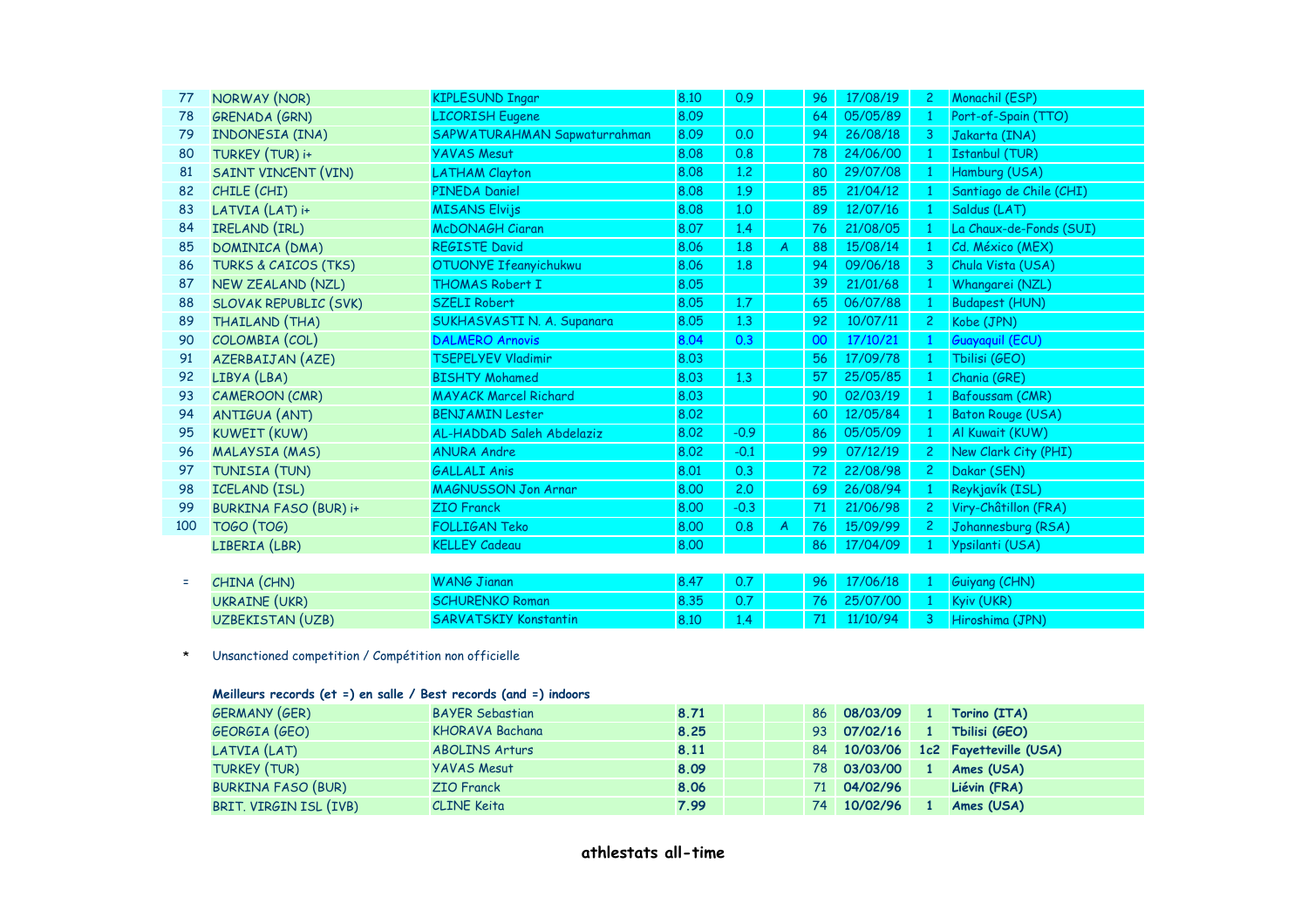| | | | | | | | | | |
|---|---|---|---|---|---|---|---|---|---|
| 77 | NORWAY (NOR) | KIPLESUND Ingar | 8.10 | 0.9 | | 96 | 17/08/19 | 2 | Monachil (ESP) |
| 78 | GRENADA (GRN) | LICORISH Eugene | 8.09 | | | 64 | 05/05/89 | 1 | Port-of-Spain (TTO) |
| 79 | INDONESIA (INA) | SAPWATURAHMAN Sapwaturrahman | 8.09 | 0.0 | | 94 | 26/08/18 | 3 | Jakarta (INA) |
| 80 | TURKEY (TUR) i+ | YAVAS Mesut | 8.08 | 0.8 | | 78 | 24/06/00 | 1 | Istanbul (TUR) |
| 81 | SAINT VINCENT (VIN) | LATHAM Clayton | 8.08 | 1.2 | | 80 | 29/07/08 | 1 | Hamburg (USA) |
| 82 | CHILE (CHI) | PINEDA Daniel | 8.08 | 1.9 | | 85 | 21/04/12 | 1 | Santiago de Chile (CHI) |
| 83 | LATVIA (LAT) i+ | MISANS Elvijs | 8.08 | 1.0 | | 89 | 12/07/16 | 1 | Saldus (LAT) |
| 84 | IRELAND (IRL) | McDONAGH Ciaran | 8.07 | 1.4 | | 76 | 21/08/05 | 1 | La Chaux-de-Fonds (SUI) |
| 85 | DOMINICA (DMA) | REGISTE David | 8.06 | 1.8 | A | 88 | 15/08/14 | 1 | Cd. México (MEX) |
| 86 | TURKS & CAICOS (TKS) | OTUONYE Ifeanyichukwu | 8.06 | 1.8 | | 94 | 09/06/18 | 3 | Chula Vista (USA) |
| 87 | NEW ZEALAND (NZL) | THOMAS Robert I | 8.05 | | | 39 | 21/01/68 | 1 | Whangarei (NZL) |
| 88 | SLOVAK REPUBLIC (SVK) | SZELI Robert | 8.05 | 1.7 | | 65 | 06/07/88 | 1 | Budapest (HUN) |
| 89 | THAILAND (THA) | SUKHASVASTI N. A. Supanara | 8.05 | 1.3 | | 92 | 10/07/11 | 2 | Kobe (JPN) |
| 90 | COLOMBIA (COL) | DALMERO Arnovis | 8.04 | 0.3 | | 00 | 17/10/21 | 1 | Guayaquil (ECU) |
| 91 | AZERBAIJAN (AZE) | TSEPELYEV Vladimir | 8.03 | | | 56 | 17/09/78 | 1 | Tbilisi (GEO) |
| 92 | LIBYA (LBA) | BISHTY Mohamed | 8.03 | 1.3 | | 57 | 25/05/85 | 1 | Chania (GRE) |
| 93 | CAMEROON (CMR) | MAYACK Marcel Richard | 8.03 | | | 90 | 02/03/19 | 1 | Bafoussam (CMR) |
| 94 | ANTIGUA (ANT) | BENJAMIN Lester | 8.02 | | | 60 | 12/05/84 | 1 | Baton Rouge (USA) |
| 95 | KUWEIT (KUW) | AL-HADDAD Saleh Abdelaziz | 8.02 | -0.9 | | 86 | 05/05/09 | 1 | Al Kuwait (KUW) |
| 96 | MALAYSIA (MAS) | ANURA Andre | 8.02 | -0.1 | | 99 | 07/12/19 | 2 | New Clark City (PHI) |
| 97 | TUNISIA (TUN) | GALLALI Anis | 8.01 | 0.3 | | 72 | 22/08/98 | 2 | Dakar (SEN) |
| 98 | ICELAND (ISL) | MAGNUSSON Jon Arnar | 8.00 | 2.0 | | 69 | 26/08/94 | 1 | Reykjavík (ISL) |
| 99 | BURKINA FASO (BUR) i+ | ZIO Franck | 8.00 | -0.3 | | 71 | 21/06/98 | 2 | Viry-Châtillon (FRA) |
| 100 | TOGO (TOG) | FOLLIGAN Teko | 8.00 | 0.8 | A | 76 | 15/09/99 | 2 | Johannesburg (RSA) |
| | LIBERIA (LBR) | KELLEY Cadeau | 8.00 | | | 86 | 17/04/09 | 1 | Ypsilanti (USA) |

| | | | | | | | | | |
|---|---|---|---|---|---|---|---|---|---|
| = | CHINA (CHN) | WANG Jianan | 8.47 | 0.7 | | 96 | 17/06/18 | 1 | Guiyang (CHN) |
| | UKRAINE (UKR) | SCHURENKO Roman | 8.35 | 0.7 | | 76 | 25/07/00 | 1 | Kyiv (UKR) |
| | UZBEKISTAN (UZB) | SARVATSKIY Konstantin | 8.10 | 1.4 | | 71 | 11/10/94 | 3 | Hiroshima (JPN) |

\* Unsanctioned competition / Compétition non officielle

**Meilleurs records (et =) en salle / Best records (and =) indoors**

| | | | | | |
|---|---|---|---|---|---|
| GERMANY (GER) | BAYER Sebastian | **8.71** | 86 | **08/03/09** | **1** **Torino (ITA)** |
| GEORGIA (GEO) | KHORAVA Bachana | **8.25** | 93 | **07/02/16** | **1** **Tbilisi (GEO)** |
| LATVIA (LAT) | ABOLINS Arturs | **8.11** | 84 | **10/03/06** | **1c2** **Fayetteville (USA)** |
| TURKEY (TUR) | YAVAS Mesut | **8.09** | 78 | **03/03/00** | **1** **Ames (USA)** |
| BURKINA FASO (BUR) | ZIO Franck | **8.06** | 71 | **04/02/96** | **Liévin (FRA)** |
| BRIT. VIRGIN ISL (IVB) | CLINE Keita | **7.99** | 74 | **10/02/96** | **1** **Ames (USA)** |

**athlestats all-time**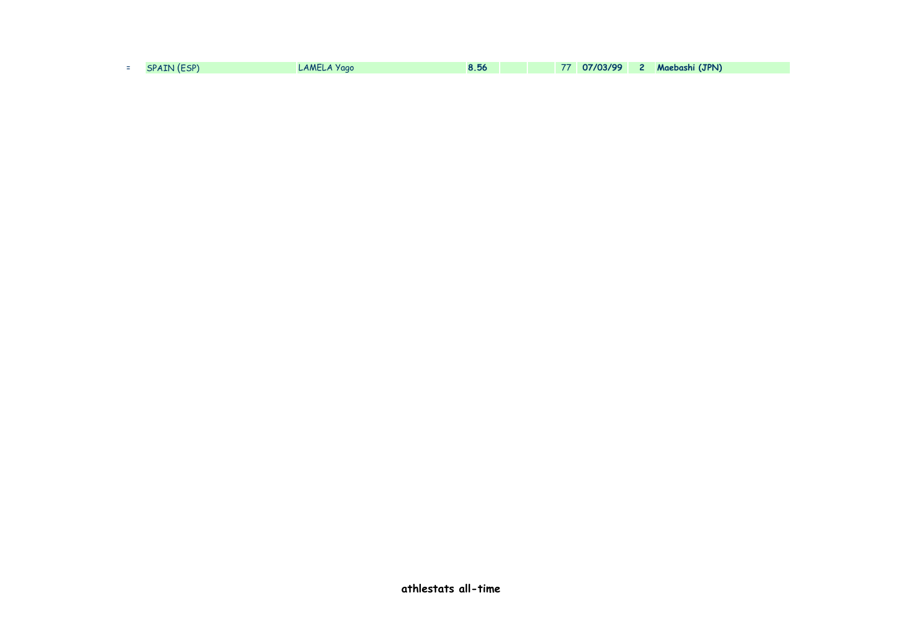| | | | | | | | | | |
|---|---|---|---|---|---|---|---|---|---|
| = | SPAIN (ESP) | LAMELA Yago | **8.56** | | | 77 | **07/03/99** | **2** | **Maebashi (JPN)** |